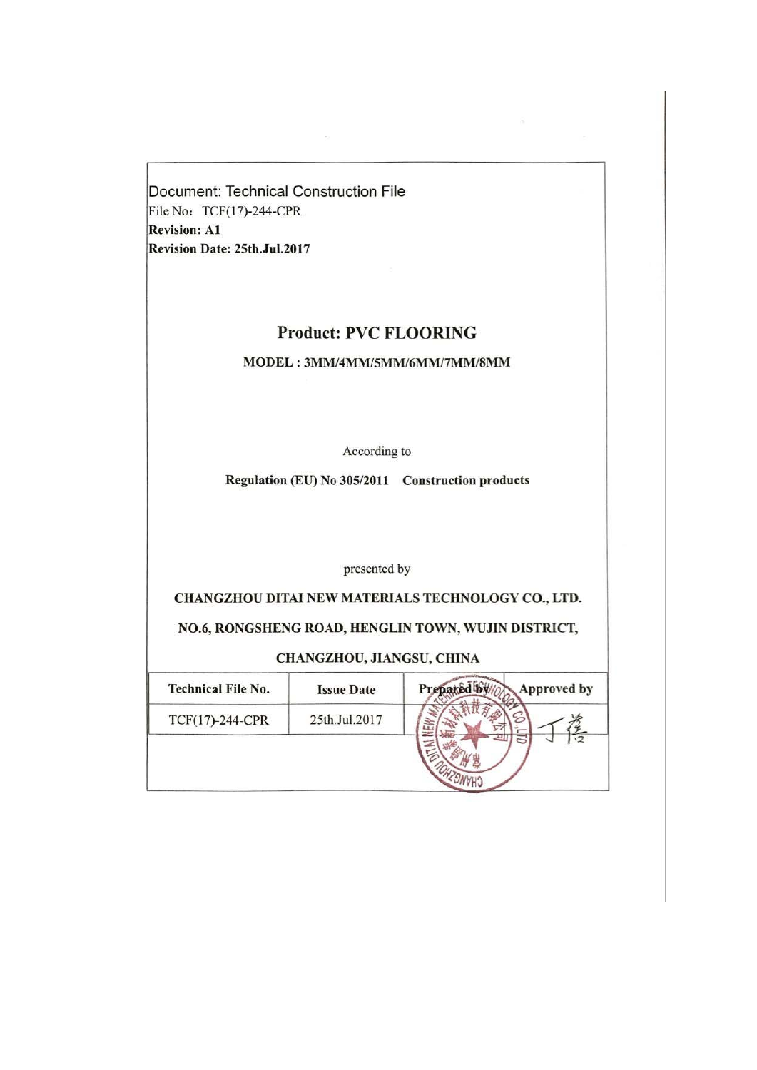Document: Technical Construction File

File No: TCF(17)-244-CPR

**Revision: A1**

**Revision Date: 25th.Jul.2017**

# Product: PVC FLOORING

**MODEL : 3MM/4MM/5MM/6MM/7MM/8MM**

According to

**Regulation (EU) No 305/2011 Construction products**

presented by

**CHANGZHOU DITAI NEW MATERIALS TECHNOLOGY CO., LTD.**

**NO.6, RONGSHENG ROAD, HENGLIN TOWN, WUJIN DISTRICT,**

**CHANGZHOU, JIANGSU, CHINA**

| Technical File No. | Issue Date | Prepared by | Approved by |
|---|---|---|---|
| TCF(17)-244-CPR | 25th.Jul.2017 | | 丁蓓 |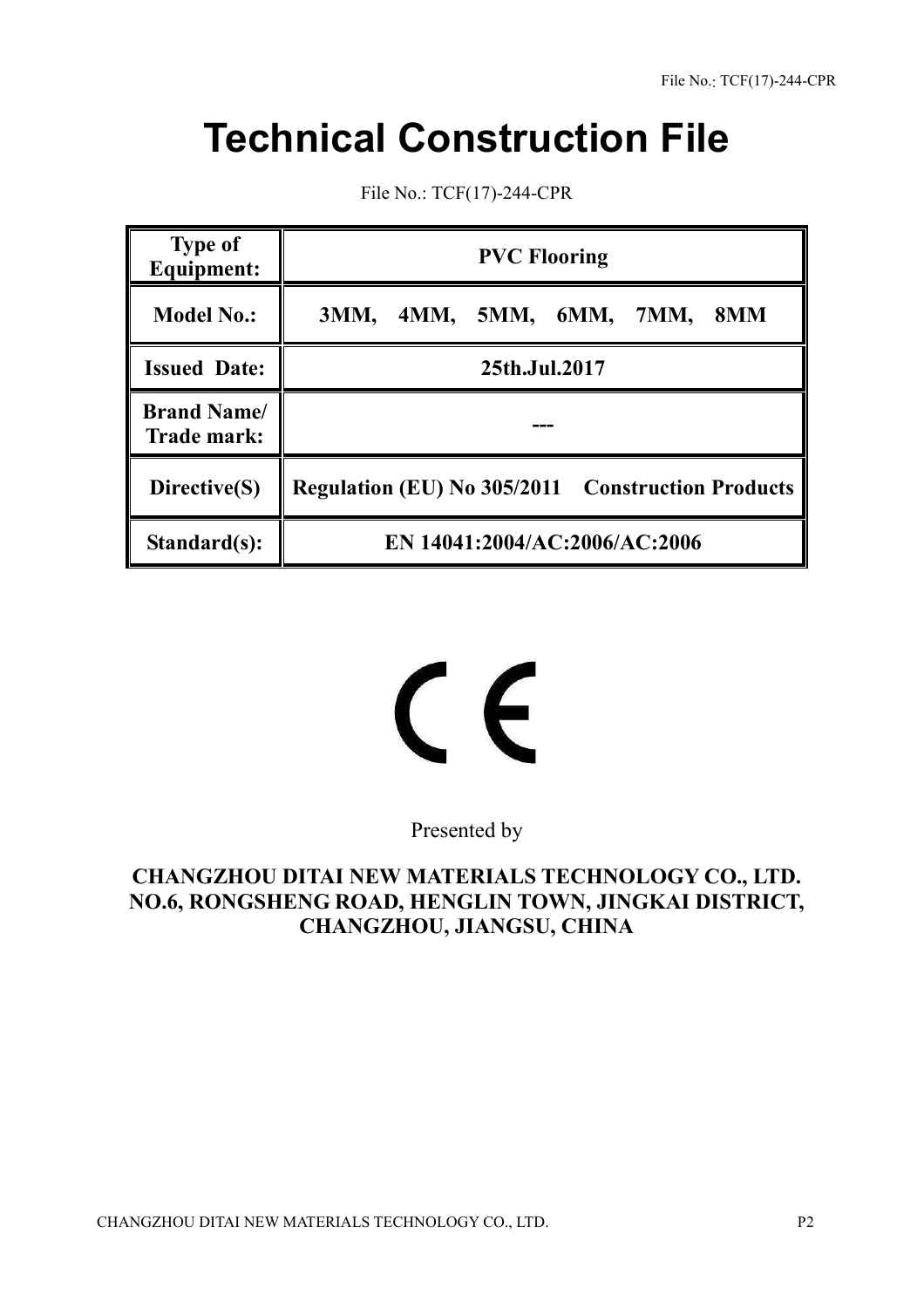# Technical Construction File

File No.: TCF(17)-244-CPR

| | |
|---|---|
| **Type of Equipment:** | **PVC Flooring** |
| **Model No.:** | **3MM, 4MM, 5MM, 6MM, 7MM, 8MM** |
| **Issued Date:** | **25th.Jul.2017** |
| **Brand Name/ Trade mark:** | **---** |
| **Directive(S)** | **Regulation (EU) No 305/2011 Construction Products** |
| **Standard(s):** | **EN 14041:2004/AC:2006/AC:2006** |

CE

Presented by

**CHANGZHOU DITAI NEW MATERIALS TECHNOLOGY CO., LTD.**
**NO.6, RONGSHENG ROAD, HENGLIN TOWN, JINGKAI DISTRICT, CHANGZHOU, JIANGSU, CHINA**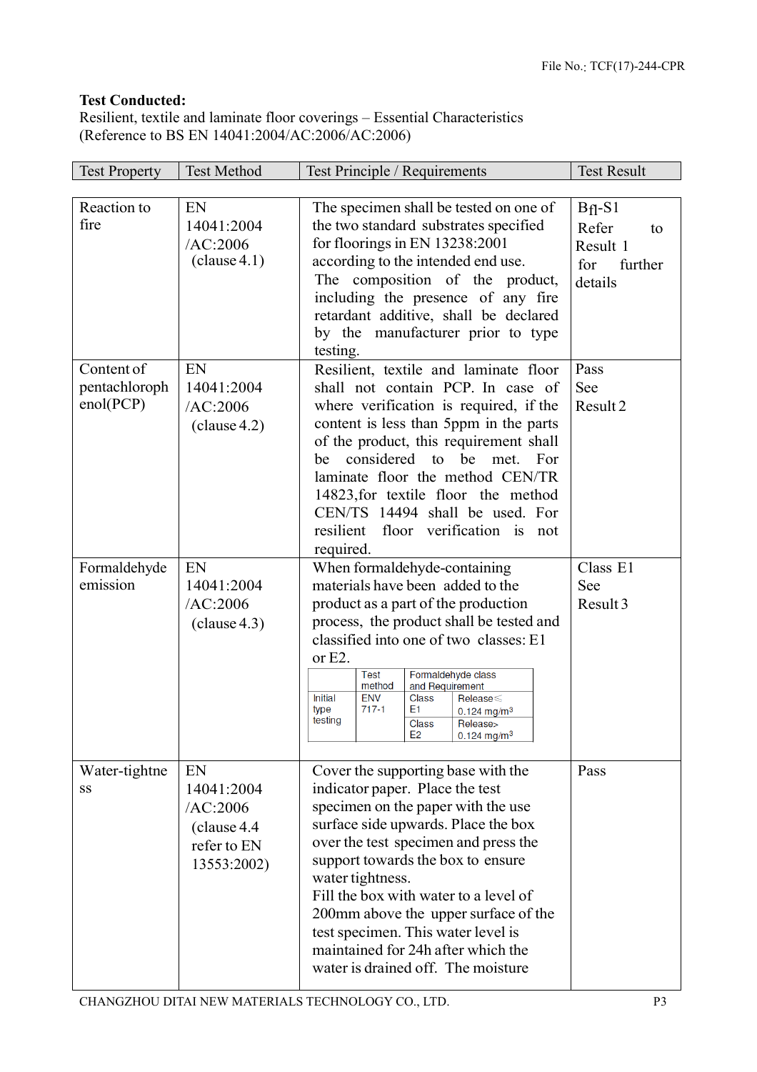**Test Conducted:**
Resilient, textile and laminate floor coverings – Essential Characteristics
(Reference to BS EN 14041:2004/AC:2006/AC:2006)

| Test Property | Test Method | Test Principle / Requirements | Test Result |
|---|---|---|---|
| Reaction to fire | EN 14041:2004 /AC:2006 (clause 4.1) | The specimen shall be tested on one of the two standard substrates specified for floorings in EN 13238:2001 according to the intended end use. The composition of the product, including the presence of any fire retardant additive, shall be declared by the manufacturer prior to type testing. | $B_{fl}$-S1 Refer to Result 1 for further details |
| Content of pentachlorophenol(PCP) | EN 14041:2004 /AC:2006 (clause 4.2) | Resilient, textile and laminate floor shall not contain PCP. In case of where verification is required, if the content is less than 5ppm in the parts of the product, this requirement shall be considered to be met. For laminate floor the method CEN/TR 14823,for textile floor the method CEN/TS 14494 shall be used. For resilient floor verification is not required. | Pass See Result 2 |
| Formaldehyde emission | EN 14041:2004 /AC:2006 (clause 4.3) | When formaldehyde-containing materials have been added to the product as a part of the production process, the product shall be tested and classified into one of two classes: E1 or E2. <br> Initial type testing — Test method: ENV 717-1 — Formaldehyde class and Requirement: Class E1: Release ≤ 0.124 mg/m³; Class E2: Release > 0.124 mg/m³ | Class E1 See Result 3 |
| Water-tightness | EN 14041:2004 /AC:2006 (clause 4.4 refer to EN 13553:2002) | Cover the supporting base with the indicator paper. Place the test specimen on the paper with the use surface side upwards. Place the box over the test specimen and press the support towards the box to ensure water tightness. Fill the box with water to a level of 200mm above the upper surface of the test specimen. This water level is maintained for 24h after which the water is drained off. The moisture | Pass |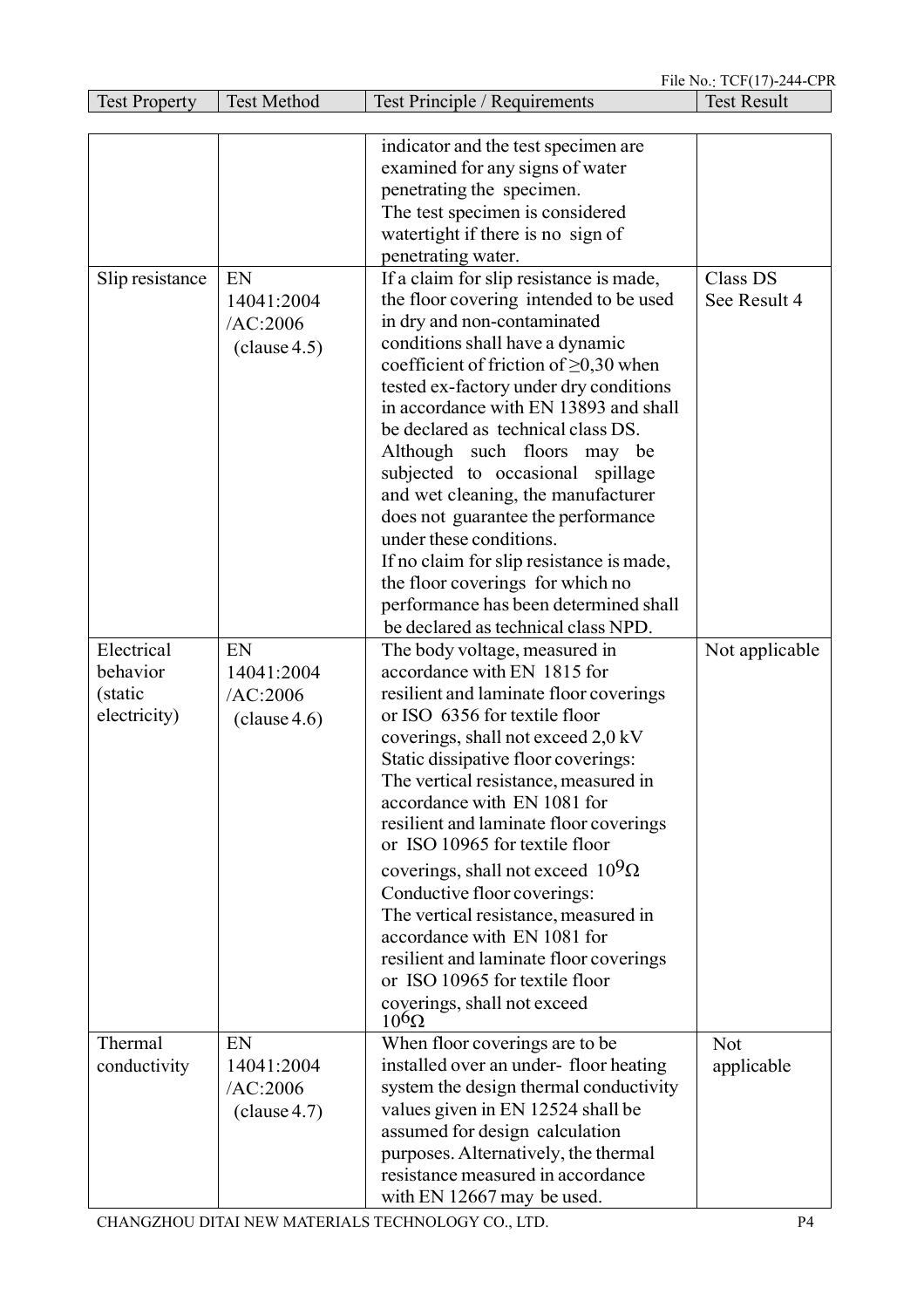| Test Property | Test Method | Test Principle / Requirements | Test Result |
|---|---|---|---|
| | | indicator and the test specimen are examined for any signs of water penetrating the specimen. The test specimen is considered watertight if there is no sign of penetrating water. | |
| Slip resistance | EN 14041:2004 /AC:2006 (clause 4.5) | If a claim for slip resistance is made, the floor covering intended to be used in dry and non-contaminated conditions shall have a dynamic coefficient of friction of ≥0,30 when tested ex-factory under dry conditions in accordance with EN 13893 and shall be declared as technical class DS. Although such floors may be subjected to occasional spillage and wet cleaning, the manufacturer does not guarantee the performance under these conditions. If no claim for slip resistance is made, the floor coverings for which no performance has been determined shall be declared as technical class NPD. | Class DS See Result 4 |
| Electrical behavior (static electricity) | EN 14041:2004 /AC:2006 (clause 4.6) | The body voltage, measured in accordance with EN 1815 for resilient and laminate floor coverings or ISO 6356 for textile floor coverings, shall not exceed 2,0 kV Static dissipative floor coverings: The vertical resistance, measured in accordance with EN 1081 for resilient and laminate floor coverings or ISO 10965 for textile floor coverings, shall not exceed $10^9\Omega$ Conductive floor coverings: The vertical resistance, measured in accordance with EN 1081 for resilient and laminate floor coverings or ISO 10965 for textile floor coverings, shall not exceed $10^6\Omega$ | Not applicable |
| Thermal conductivity | EN 14041:2004 /AC:2006 (clause 4.7) | When floor coverings are to be installed over an under- floor heating system the design thermal conductivity values given in EN 12524 shall be assumed for design calculation purposes. Alternatively, the thermal resistance measured in accordance with EN 12667 may be used. | Not applicable |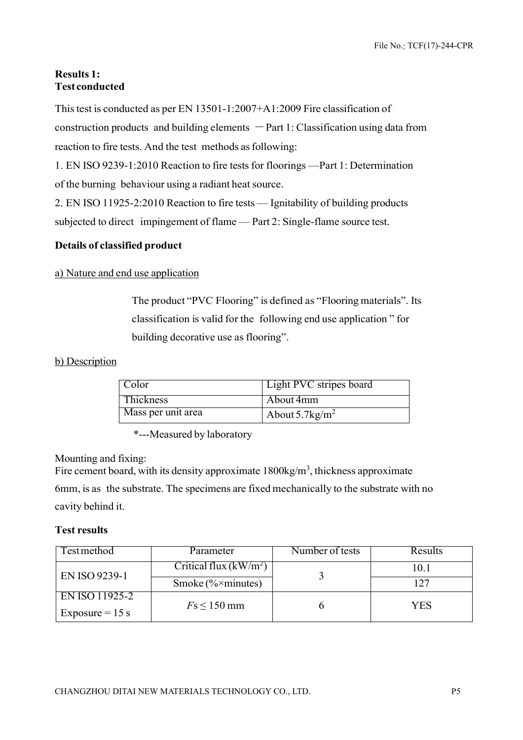**Results 1:**
**Test conducted**

This test is conducted as per EN 13501-1:2007+A1:2009 Fire classification of construction products and building elements －Part 1: Classification using data from reaction to fire tests. And the test methods as following:

1. EN ISO 9239-1:2010 Reaction to fire tests for floorings —Part 1: Determination of the burning behaviour using a radiant heat source.
2. EN ISO 11925-2:2010 Reaction to fire tests — Ignitability of building products subjected to direct impingement of flame — Part 2: Single-flame source test.

**Details of classified product**

a) Nature and end use application

The product "PVC Flooring" is defined as "Flooring materials". Its classification is valid for the following end use application " for building decorative use as flooring".

b) Description

| | |
|---|---|
| Color | Light PVC stripes board |
| Thickness | About 4mm |
| Mass per unit area | About 5.7kg/$m^2$ |

*---Measured by laboratory

Mounting and fixing:
Fire cement board, with its density approximate 1800kg/$m^3$, thickness approximate 6mm, is as the substrate. The specimens are fixed mechanically to the substrate with no cavity behind it.

**Test results**

| Test method | Parameter | Number of tests | Results |
|---|---|---|---|
| EN ISO 9239-1 | Critical flux (kW/$m^2$) | 3 | 10.1 |
| | Smoke (%×minutes) | | 127 |
| EN ISO 11925-2 Exposure = 15 s | $F$s ≤ 150 mm | 6 | YES |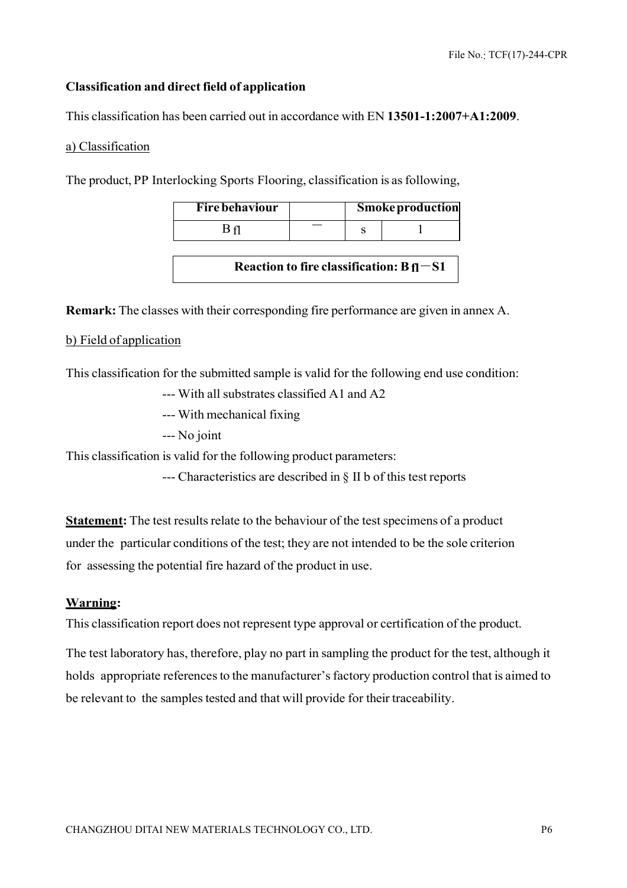**Classification and direct field of application**

This classification has been carried out in accordance with EN **13501-1:2007+A1:2009**.

a) Classification

The product, PP Interlocking Sports Flooring, classification is as following,

| Fire behaviour | | Smoke production | |
|---|---|---|---|
| $B_{fl}$ | — | s | 1 |

| **Reaction to fire classification: $B_{fl}$－S1** |
|---|

**Remark:** The classes with their corresponding fire performance are given in annex A.

b) Field of application

This classification for the submitted sample is valid for the following end use condition:

--- With all substrates classified A1 and A2

--- With mechanical fixing

--- No joint

This classification is valid for the following product parameters:

--- Characteristics are described in § II b of this test reports

**Statement:** The test results relate to the behaviour of the test specimens of a product under the particular conditions of the test; they are not intended to be the sole criterion for assessing the potential fire hazard of the product in use.

**Warning:**

This classification report does not represent type approval or certification of the product.

The test laboratory has, therefore, play no part in sampling the product for the test, although it holds appropriate references to the manufacturer's factory production control that is aimed to be relevant to the samples tested and that will provide for their traceability.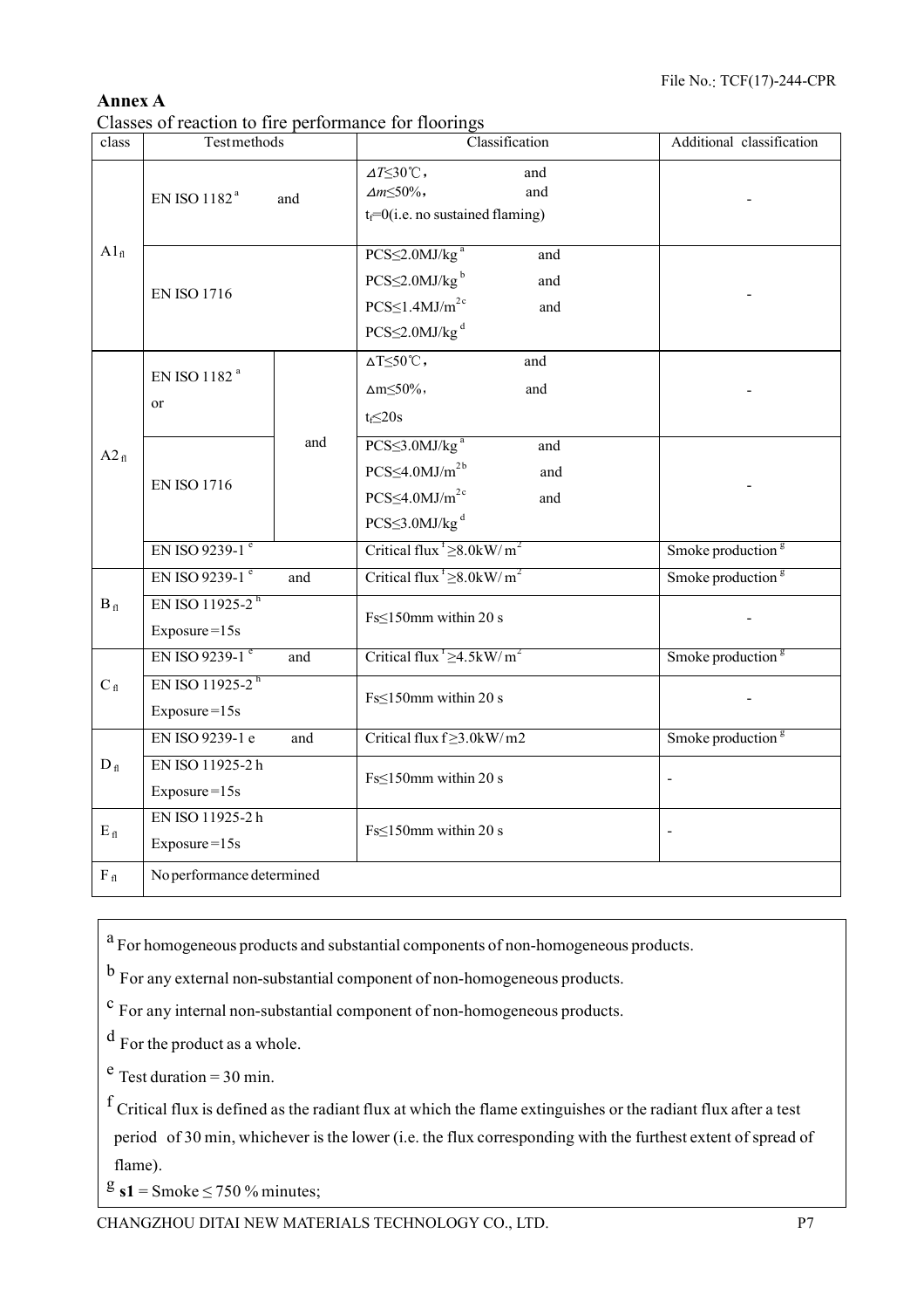## Annex A

Classes of reaction to fire performance for floorings

| class | Test methods | | Classification | Additional classification |
|---|---|---|---|---|
| $A1_{fl}$ | EN ISO 1182[a] | and | $\Delta T \leq 30$℃, and<br>$\Delta m \leq 50\%$, and<br>$t_f = 0$(i.e. no sustained flaming) | - |
| | EN ISO 1716 | | PCS≤2.0MJ/kg[a] and<br>PCS≤2.0MJ/kg[b] and<br>PCS≤1.4MJ/$m^2$[c] and<br>PCS≤2.0MJ/kg[d] | - |
| $A2_{fl}$ | EN ISO 1182[a]<br>or | and | $\Delta T \leq 50$℃, and<br>$\Delta m \leq 50\%$, and<br>$t_f \leq 20s$ | - |
| | EN ISO 1716 | | PCS≤3.0MJ/kg[a] and<br>PCS≤4.0MJ/$m^2$[b] and<br>PCS≤4.0MJ/$m^2$[c] and<br>PCS≤3.0MJ/kg[d] | - |
| | EN ISO 9239-1[e] | | Critical flux[f] ≥8.0kW/$m^2$ | Smoke production[g] |
| $B_{fl}$ | EN ISO 9239-1[e] | and | Critical flux[f] ≥8.0kW/$m^2$ | Smoke production[g] |
| | EN ISO 11925-2[h]<br>Exposure=15s | | Fs≤150mm within 20 s | - |
| $C_{fl}$ | EN ISO 9239-1[e] | and | Critical flux[f] ≥4.5kW/$m^2$ | Smoke production[g] |
| | EN ISO 11925-2[h]<br>Exposure=15s | | Fs≤150mm within 20 s | - |
| $D_{fl}$ | EN ISO 9239-1 e | and | Critical flux f ≥3.0kW/m2 | Smoke production[g] |
| | EN ISO 11925-2 h<br>Exposure=15s | | Fs≤150mm within 20 s | - |
| $E_{fl}$ | EN ISO 11925-2 h<br>Exposure=15s | | Fs≤150mm within 20 s | - |
| $F_{fl}$ | No performance determined | | | |

[a] For homogeneous products and substantial components of non-homogeneous products.

[b] For any external non-substantial component of non-homogeneous products.

[c] For any internal non-substantial component of non-homogeneous products.

[d] For the product as a whole.

[e] Test duration = 30 min.

[f] Critical flux is defined as the radiant flux at which the flame extinguishes or the radiant flux after a test period of 30 min, whichever is the lower (i.e. the flux corresponding with the furthest extent of spread of flame).

[g] **s1** = Smoke ≤ 750 % minutes;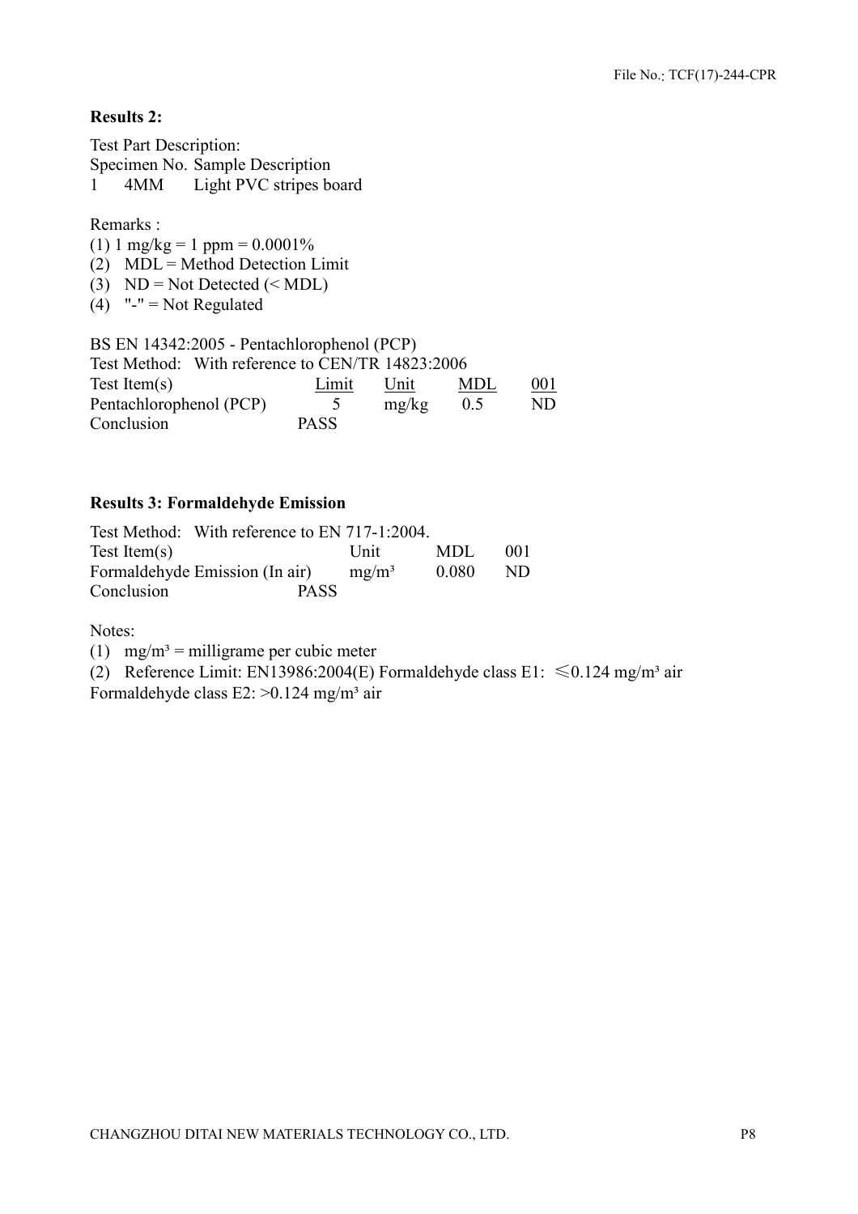**Results 2:**

Test Part Description:

| Specimen No. | | Sample Description |
|---|---|---|
| 1 | 4MM | Light PVC stripes board |

Remarks :

(1) 1 mg/kg = 1 ppm = 0.0001%

(2) MDL = Method Detection Limit

(3) ND = Not Detected (< MDL)

(4) "-" = Not Regulated

BS EN 14342:2005 - Pentachlorophenol (PCP)

Test Method: With reference to CEN/TR 14823:2006

| Test Item(s) | Limit | Unit | MDL | 001 |
|---|---|---|---|---|
| Pentachlorophenol (PCP) | 5 | mg/kg | 0.5 | ND |
| Conclusion | PASS | | | |

**Results 3: Formaldehyde Emission**

Test Method: With reference to EN 717-1:2004.

| Test Item(s) | | Unit | MDL | 001 |
|---|---|---|---|---|
| Formaldehyde Emission (In air) | | $mg/m^3$ | 0.080 | ND |
| Conclusion | PASS | | | |

Notes:

(1) $mg/m^3$ = milligrame per cubic meter

(2) Reference Limit: EN13986:2004(E) Formaldehyde class E1: ≤0.124 $mg/m^3$ air

Formaldehyde class E2: >0.124 $mg/m^3$ air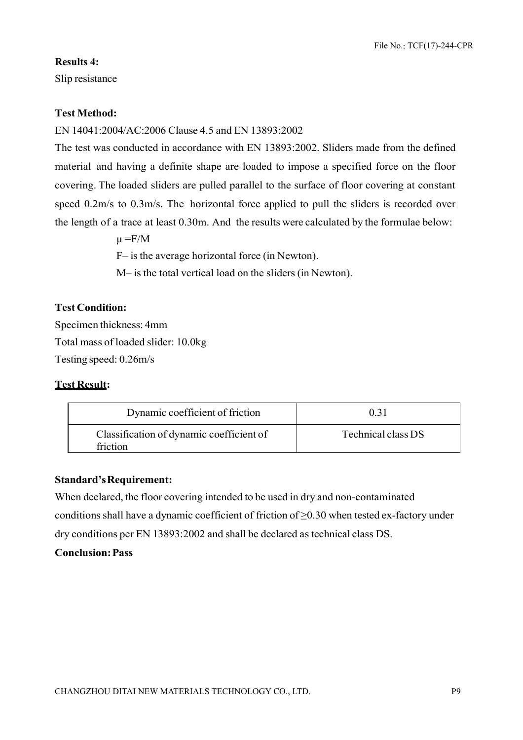**Results 4:**

Slip resistance

**Test Method:**

EN 14041:2004/AC:2006 Clause 4.5 and EN 13893:2002

The test was conducted in accordance with EN 13893:2002. Sliders made from the defined material and having a definite shape are loaded to impose a specified force on the floor covering. The loaded sliders are pulled parallel to the surface of floor covering at constant speed 0.2m/s to 0.3m/s. The horizontal force applied to pull the sliders is recorded over the length of a trace at least 0.30m. And the results were calculated by the formulae below:

$\mu = F/M$

F– is the average horizontal force (in Newton).

M– is the total vertical load on the sliders (in Newton).

**Test Condition:**

Specimen thickness: 4mm

Total mass of loaded slider: 10.0kg

Testing speed: 0.26m/s

**<u>Test Result</u>:**

| | |
|---|---|
| Dynamic coefficient of friction | 0.31 |
| Classification of dynamic coefficient of friction | Technical class DS |

**Standard's Requirement:**

When declared, the floor covering intended to be used in dry and non-contaminated conditions shall have a dynamic coefficient of friction of ≥0.30 when tested ex-factory under dry conditions per EN 13893:2002 and shall be declared as technical class DS.

**Conclusion: Pass**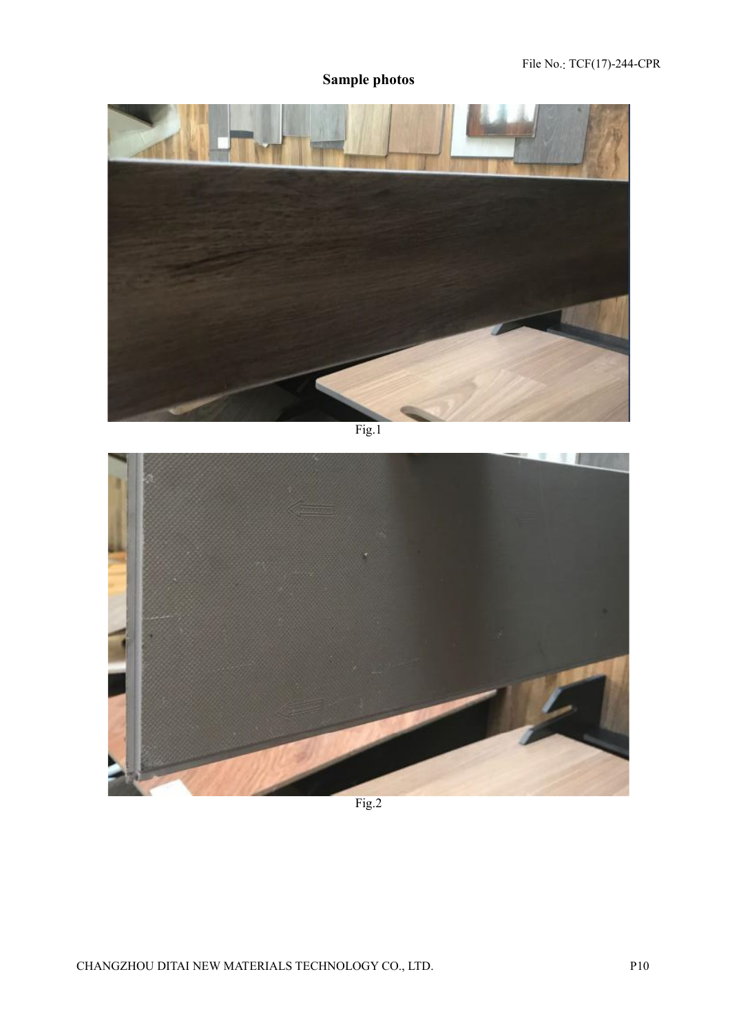## Sample photos

Fig.1

Fig.2